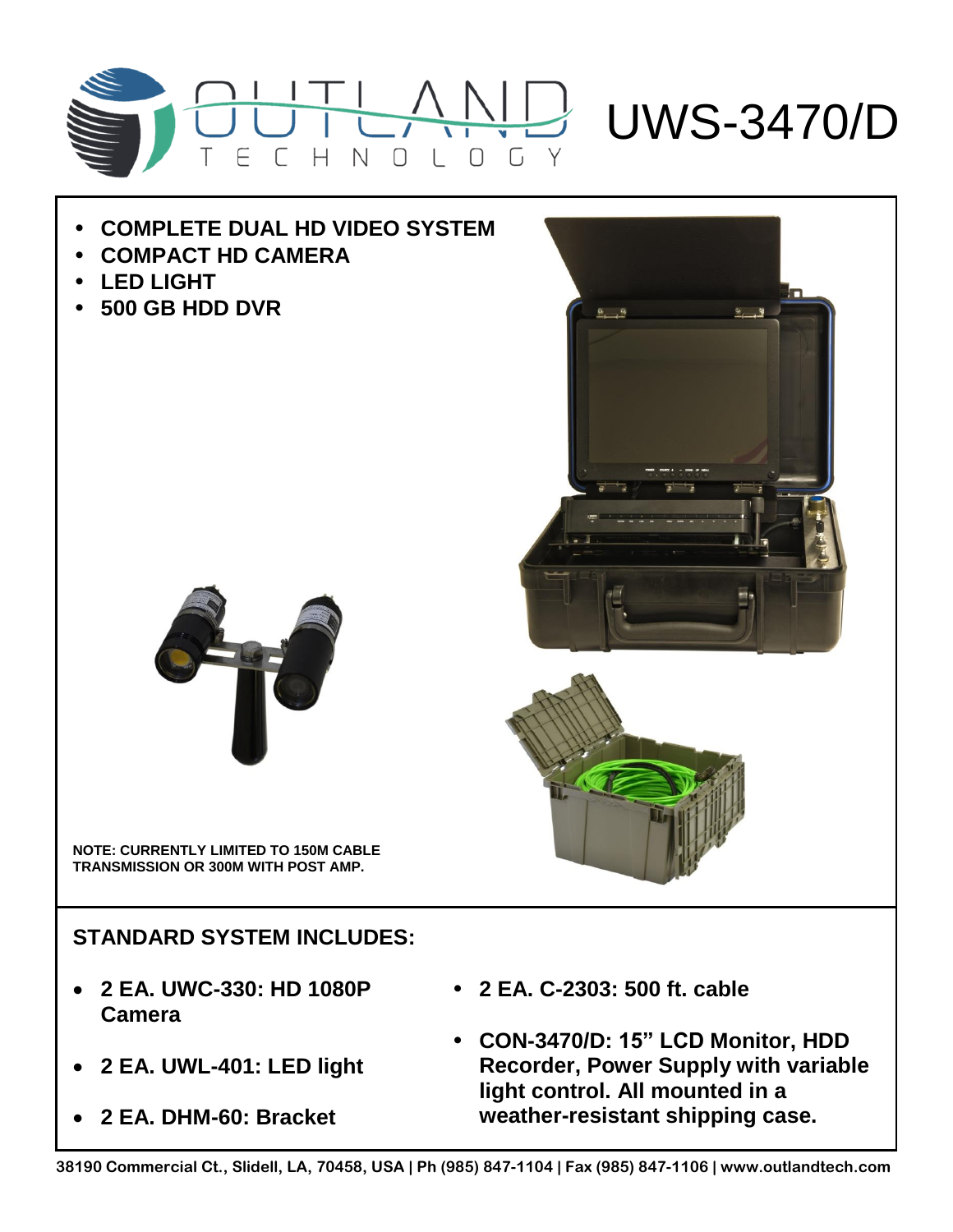# UWS-3470/D

- **COMPLETE DUAL HD VIDEO SYSTEM**
- **COMPACT HD CAMERA**
- **LED LIGHT**
- **500 GB HDD DVR**

**NOTE: CURRENTLY LIMITED TO 150M CABLE TRANSMISSION OR 300M WITH POST AMP.**

## STANDARD SYSTEM INCLUDES:

- **2 EA. UWC-330: HD 1080P Camera**
- **2 EA. UWL-401: LED light**
- **2 EA. DHM-60: Bracket**
- **2 EA. C-2303: 500 ft. cable**
- **CON-3470/D: 15" LCD Monitor, HDD Recorder, Power Supply with variable light control. All mounted in a weather-resistant shipping case.**

**38190 Commercial Ct., Slidell, LA, 70458, USA | Ph (985) 847-1104 | Fax (985) 847-1106 | www.outlandtech.com**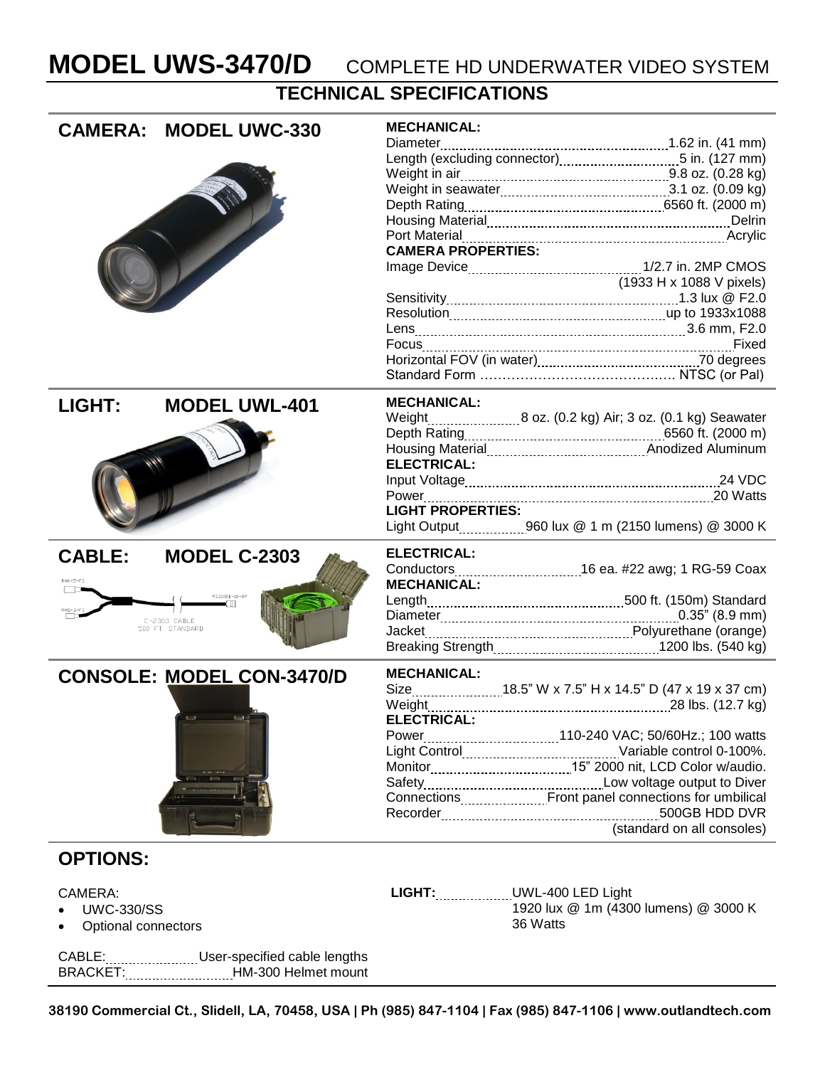# MODEL UWS-3470/D COMPLETE HD UNDERWATER VIDEO SYSTEM

## TECHNICAL SPECIFICATIONS

## CAMERA: MODEL UWC-330

**MECHANICAL:**

| | |
|---|---|
| Diameter | 1.62 in. (41 mm) |
| Length (excluding connector) | 5 in. (127 mm) |
| Weight in air | 9.8 oz. (0.28 kg) |
| Weight in seawater | 3.1 oz. (0.09 kg) |
| Depth Rating | 6560 ft. (2000 m) |
| Housing Material | Delrin |
| Port Material | Acrylic |

**CAMERA PROPERTIES:**

| | |
|---|---|
| Image Device | 1/2.7 in. 2MP CMOS (1933 H x 1088 V pixels) |
| Sensitivity | 1.3 lux @ F2.0 |
| Resolution | up to 1933x1088 |
| Lens | 3.6 mm, F2.0 |
| Focus | Fixed |
| Horizontal FOV (in water) | 70 degrees |
| Standard Form | NTSC (or Pal) |

## LIGHT: MODEL UWL-401

**MECHANICAL:**

| | |
|---|---|
| Weight | 8 oz. (0.2 kg) Air; 3 oz. (0.1 kg) Seawater |
| Depth Rating | 6560 ft. (2000 m) |
| Housing Material | Anodized Aluminum |

**ELECTRICAL:**

| | |
|---|---|
| Input Voltage | 24 VDC |
| Power | 20 Watts |

**LIGHT PROPERTIES:**

| | |
|---|---|
| Light Output | 960 lux @ 1 m (2150 lumens) @ 3000 K |

## CABLE: MODEL C-2303

**ELECTRICAL:**

| | |
|---|---|
| Conductors | 16 ea. #22 awg; 1 RG-59 Coax |

**MECHANICAL:**

| | |
|---|---|
| Length | 500 ft. (150m) Standard |
| Diameter | 0.35" (8.9 mm) |
| Jacket | Polyurethane (orange) |
| Breaking Strength | 1200 lbs. (540 kg) |

## CONSOLE: MODEL CON-3470/D

**MECHANICAL:**

| | |
|---|---|
| Size | 18.5" W x 7.5" H x 14.5" D (47 x 19 x 37 cm) |
| Weight | 28 lbs. (12.7 kg) |

**ELECTRICAL:**

| | |
|---|---|
| Power | 110-240 VAC; 50/60Hz.; 100 watts |
| Light Control | Variable control 0-100%. |
| Monitor | 15" 2000 nit, LCD Color w/audio. |
| Safety | Low voltage output to Diver |
| Connections | Front panel connections for umbilical |
| Recorder | 500GB HDD DVR (standard on all consoles) |

## OPTIONS:

CAMERA:

- UWC-330/SS
- Optional connectors

CABLE: User-specified cable lengths

BRACKET: HM-300 Helmet mount

**LIGHT:** UWL-400 LED Light
1920 lux @ 1m (4300 lumens) @ 3000 K
36 Watts

38190 Commercial Ct., Slidell, LA, 70458, USA | Ph (985) 847-1104 | Fax (985) 847-1106 | www.outlandtech.com